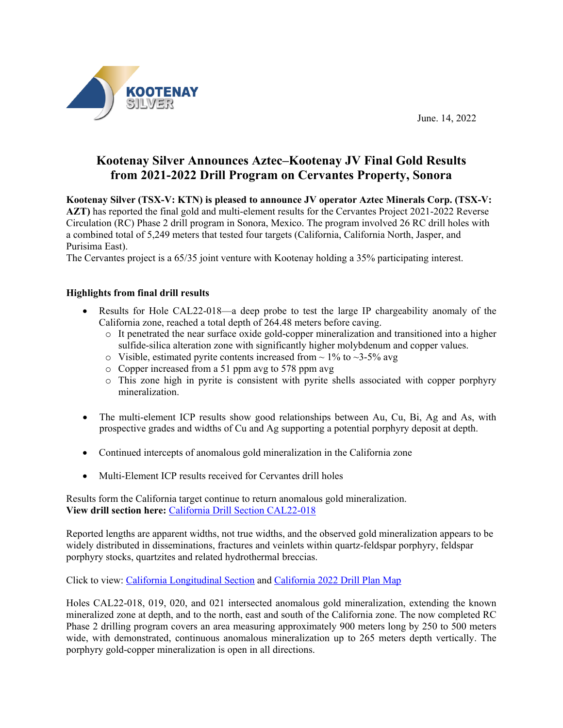June. 14, 2022

# Kootenay Silver Announces Aztec–Kootenay JV Final Gold Results from 2021-2022 Drill Program on Cervantes Property, Sonora

**Kootenay Silver (TSX-V: KTN) is pleased to announce JV operator Aztec Minerals Corp. (TSX-V: AZT)** has reported the final gold and multi-element results for the Cervantes Project 2021-2022 Reverse Circulation (RC) Phase 2 drill program in Sonora, Mexico. The program involved 26 RC drill holes with a combined total of 5,249 meters that tested four targets (California, California North, Jasper, and Purisima East).
The Cervantes project is a 65/35 joint venture with Kootenay holding a 35% participating interest.

**Highlights from final drill results**

- Results for Hole CAL22-018—a deep probe to test the large IP chargeability anomaly of the California zone, reached a total depth of 264.48 meters before caving.
  - It penetrated the near surface oxide gold-copper mineralization and transitioned into a higher sulfide-silica alteration zone with significantly higher molybdenum and copper values.
  - Visible, estimated pyrite contents increased from ~ 1% to ~3-5% avg
  - Copper increased from a 51 ppm avg to 578 ppm avg
  - This zone high in pyrite is consistent with pyrite shells associated with copper porphyry mineralization.
- The multi-element ICP results show good relationships between Au, Cu, Bi, Ag and As, with prospective grades and widths of Cu and Ag supporting a potential porphyry deposit at depth.
- Continued intercepts of anomalous gold mineralization in the California zone
- Multi-Element ICP results received for Cervantes drill holes

Results form the California target continue to return anomalous gold mineralization.
**View drill section here:** California Drill Section CAL22-018

Reported lengths are apparent widths, not true widths, and the observed gold mineralization appears to be widely distributed in disseminations, fractures and veinlets within quartz-feldspar porphyry, feldspar porphyry stocks, quartzites and related hydrothermal breccias.

Click to view: California Longitudinal Section and California 2022 Drill Plan Map

Holes CAL22-018, 019, 020, and 021 intersected anomalous gold mineralization, extending the known mineralized zone at depth, and to the north, east and south of the California zone. The now completed RC Phase 2 drilling program covers an area measuring approximately 900 meters long by 250 to 500 meters wide, with demonstrated, continuous anomalous mineralization up to 265 meters depth vertically. The porphyry gold-copper mineralization is open in all directions.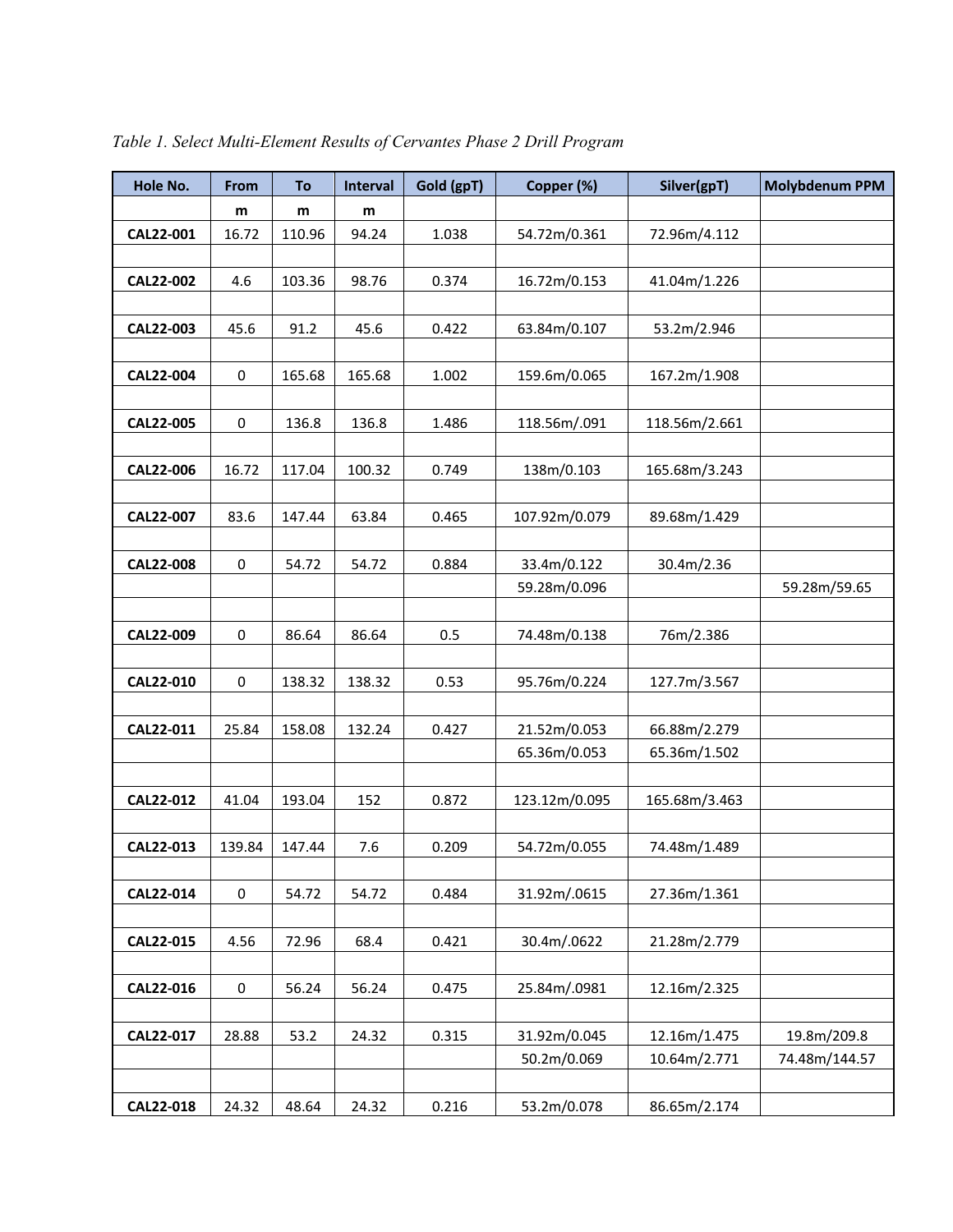*Table 1. Select Multi-Element Results of Cervantes Phase 2 Drill Program*

| Hole No. | From | To | Interval | Gold (gpT) | Copper (%) | Silver(gpT) | Molybdenum PPM |
|---|---|---|---|---|---|---|---|
| | m | m | m | | | | |
| **CAL22-001** | 16.72 | 110.96 | 94.24 | 1.038 | 54.72m/0.361 | 72.96m/4.112 | |
| | | | | | | | |
| **CAL22-002** | 4.6 | 103.36 | 98.76 | 0.374 | 16.72m/0.153 | 41.04m/1.226 | |
| | | | | | | | |
| **CAL22-003** | 45.6 | 91.2 | 45.6 | 0.422 | 63.84m/0.107 | 53.2m/2.946 | |
| | | | | | | | |
| **CAL22-004** | 0 | 165.68 | 165.68 | 1.002 | 159.6m/0.065 | 167.2m/1.908 | |
| | | | | | | | |
| **CAL22-005** | 0 | 136.8 | 136.8 | 1.486 | 118.56m/.091 | 118.56m/2.661 | |
| | | | | | | | |
| **CAL22-006** | 16.72 | 117.04 | 100.32 | 0.749 | 138m/0.103 | 165.68m/3.243 | |
| | | | | | | | |
| **CAL22-007** | 83.6 | 147.44 | 63.84 | 0.465 | 107.92m/0.079 | 89.68m/1.429 | |
| | | | | | | | |
| **CAL22-008** | 0 | 54.72 | 54.72 | 0.884 | 33.4m/0.122 | 30.4m/2.36 | |
| | | | | | 59.28m/0.096 | | 59.28m/59.65 |
| | | | | | | | |
| **CAL22-009** | 0 | 86.64 | 86.64 | 0.5 | 74.48m/0.138 | 76m/2.386 | |
| | | | | | | | |
| **CAL22-010** | 0 | 138.32 | 138.32 | 0.53 | 95.76m/0.224 | 127.7m/3.567 | |
| | | | | | | | |
| **CAL22-011** | 25.84 | 158.08 | 132.24 | 0.427 | 21.52m/0.053 | 66.88m/2.279 | |
| | | | | | 65.36m/0.053 | 65.36m/1.502 | |
| | | | | | | | |
| **CAL22-012** | 41.04 | 193.04 | 152 | 0.872 | 123.12m/0.095 | 165.68m/3.463 | |
| | | | | | | | |
| **CAL22-013** | 139.84 | 147.44 | 7.6 | 0.209 | 54.72m/0.055 | 74.48m/1.489 | |
| | | | | | | | |
| **CAL22-014** | 0 | 54.72 | 54.72 | 0.484 | 31.92m/.0615 | 27.36m/1.361 | |
| | | | | | | | |
| **CAL22-015** | 4.56 | 72.96 | 68.4 | 0.421 | 30.4m/.0622 | 21.28m/2.779 | |
| | | | | | | | |
| **CAL22-016** | 0 | 56.24 | 56.24 | 0.475 | 25.84m/.0981 | 12.16m/2.325 | |
| | | | | | | | |
| **CAL22-017** | 28.88 | 53.2 | 24.32 | 0.315 | 31.92m/0.045 | 12.16m/1.475 | 19.8m/209.8 |
| | | | | | 50.2m/0.069 | 10.64m/2.771 | 74.48m/144.57 |
| | | | | | | | |
| **CAL22-018** | 24.32 | 48.64 | 24.32 | 0.216 | 53.2m/0.078 | 86.65m/2.174 | |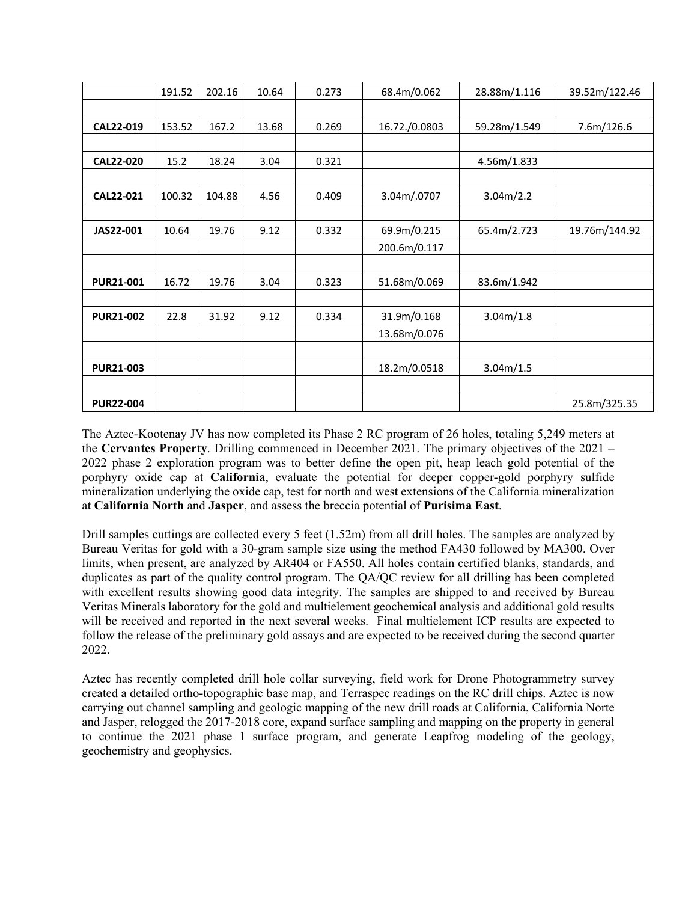| | 191.52 | 202.16 | 10.64 | 0.273 | 68.4m/0.062 | 28.88m/1.116 | 39.52m/122.46 |
|---|---|---|---|---|---|---|---|
| | | | | | | | |
| **CAL22-019** | 153.52 | 167.2 | 13.68 | 0.269 | 16.72./0.0803 | 59.28m/1.549 | 7.6m/126.6 |
| | | | | | | | |
| **CAL22-020** | 15.2 | 18.24 | 3.04 | 0.321 | | 4.56m/1.833 | |
| | | | | | | | |
| **CAL22-021** | 100.32 | 104.88 | 4.56 | 0.409 | 3.04m/.0707 | 3.04m/2.2 | |
| | | | | | | | |
| **JAS22-001** | 10.64 | 19.76 | 9.12 | 0.332 | 69.9m/0.215 | 65.4m/2.723 | 19.76m/144.92 |
| | | | | | 200.6m/0.117 | | |
| | | | | | | | |
| **PUR21-001** | 16.72 | 19.76 | 3.04 | 0.323 | 51.68m/0.069 | 83.6m/1.942 | |
| | | | | | | | |
| **PUR21-002** | 22.8 | 31.92 | 9.12 | 0.334 | 31.9m/0.168 | 3.04m/1.8 | |
| | | | | | 13.68m/0.076 | | |
| | | | | | | | |
| **PUR21-003** | | | | | 18.2m/0.0518 | 3.04m/1.5 | |
| | | | | | | | |
| **PUR22-004** | | | | | | | 25.8m/325.35 |

The Aztec-Kootenay JV has now completed its Phase 2 RC program of 26 holes, totaling 5,249 meters at the **Cervantes Property**. Drilling commenced in December 2021. The primary objectives of the 2021 – 2022 phase 2 exploration program was to better define the open pit, heap leach gold potential of the porphyry oxide cap at **California**, evaluate the potential for deeper copper-gold porphyry sulfide mineralization underlying the oxide cap, test for north and west extensions of the California mineralization at **California North** and **Jasper**, and assess the breccia potential of **Purisima East**.

Drill samples cuttings are collected every 5 feet (1.52m) from all drill holes. The samples are analyzed by Bureau Veritas for gold with a 30-gram sample size using the method FA430 followed by MA300. Over limits, when present, are analyzed by AR404 or FA550. All holes contain certified blanks, standards, and duplicates as part of the quality control program. The QA/QC review for all drilling has been completed with excellent results showing good data integrity. The samples are shipped to and received by Bureau Veritas Minerals laboratory for the gold and multielement geochemical analysis and additional gold results will be received and reported in the next several weeks. Final multielement ICP results are expected to follow the release of the preliminary gold assays and are expected to be received during the second quarter 2022.

Aztec has recently completed drill hole collar surveying, field work for Drone Photogrammetry survey created a detailed ortho-topographic base map, and Terraspec readings on the RC drill chips. Aztec is now carrying out channel sampling and geologic mapping of the new drill roads at California, California Norte and Jasper, relogged the 2017-2018 core, expand surface sampling and mapping on the property in general to continue the 2021 phase 1 surface program, and generate Leapfrog modeling of the geology, geochemistry and geophysics.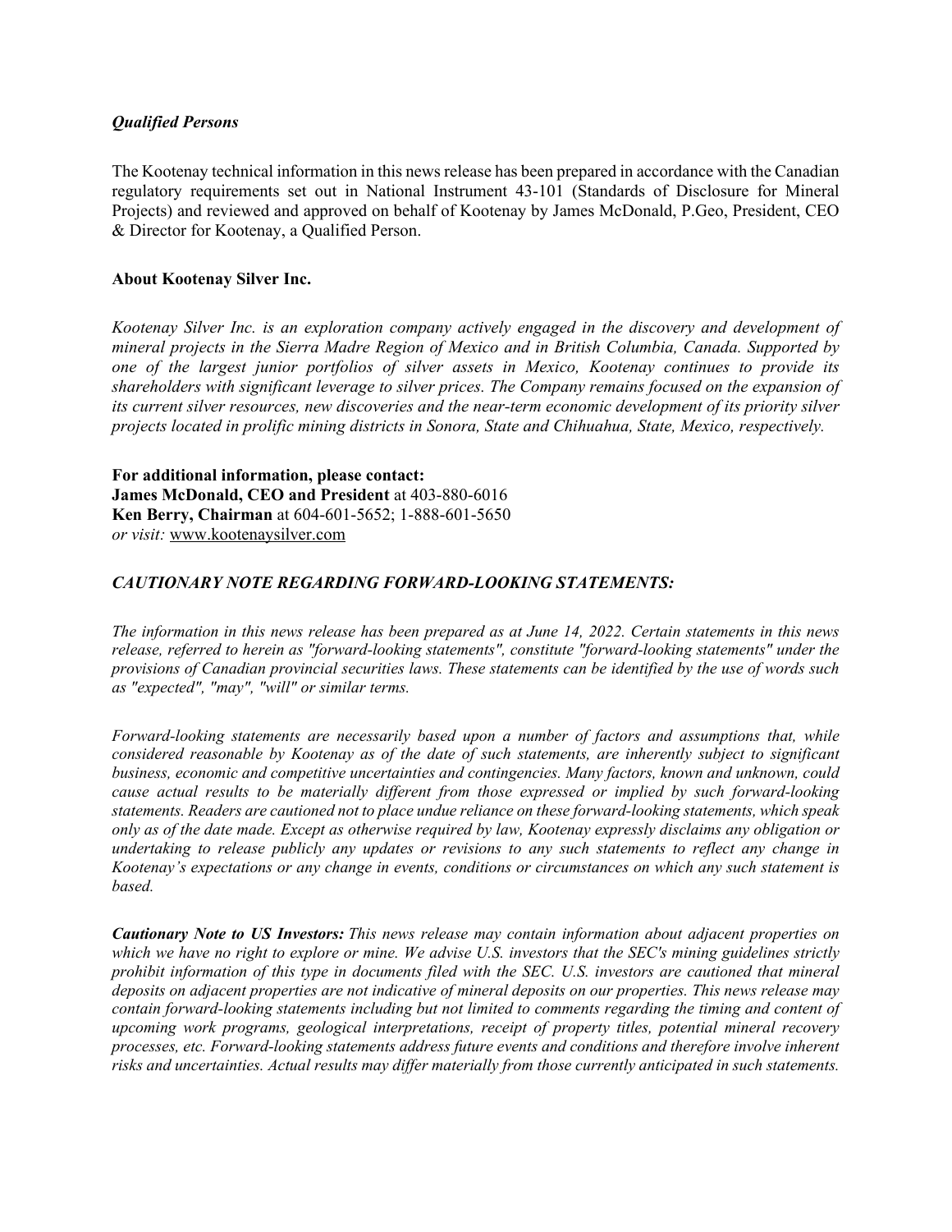### *Qualified Persons*

The Kootenay technical information in this news release has been prepared in accordance with the Canadian regulatory requirements set out in National Instrument 43-101 (Standards of Disclosure for Mineral Projects) and reviewed and approved on behalf of Kootenay by James McDonald, P.Geo, President, CEO & Director for Kootenay, a Qualified Person.

### About Kootenay Silver Inc.

*Kootenay Silver Inc. is an exploration company actively engaged in the discovery and development of mineral projects in the Sierra Madre Region of Mexico and in British Columbia, Canada. Supported by one of the largest junior portfolios of silver assets in Mexico, Kootenay continues to provide its shareholders with significant leverage to silver prices. The Company remains focused on the expansion of its current silver resources, new discoveries and the near-term economic development of its priority silver projects located in prolific mining districts in Sonora, State and Chihuahua, State, Mexico, respectively.*

**For additional information, please contact:**
**James McDonald, CEO and President** at 403-880-6016
**Ken Berry, Chairman** at 604-601-5652; 1-888-601-5650
*or visit:* www.kootenaysilver.com

### *CAUTIONARY NOTE REGARDING FORWARD-LOOKING STATEMENTS:*

*The information in this news release has been prepared as at June 14, 2022. Certain statements in this news release, referred to herein as "forward-looking statements", constitute "forward-looking statements" under the provisions of Canadian provincial securities laws. These statements can be identified by the use of words such as "expected", "may", "will" or similar terms.*

*Forward-looking statements are necessarily based upon a number of factors and assumptions that, while considered reasonable by Kootenay as of the date of such statements, are inherently subject to significant business, economic and competitive uncertainties and contingencies. Many factors, known and unknown, could cause actual results to be materially different from those expressed or implied by such forward-looking statements. Readers are cautioned not to place undue reliance on these forward-looking statements, which speak only as of the date made. Except as otherwise required by law, Kootenay expressly disclaims any obligation or undertaking to release publicly any updates or revisions to any such statements to reflect any change in Kootenay's expectations or any change in events, conditions or circumstances on which any such statement is based.*

***Cautionary Note to US Investors:*** *This news release may contain information about adjacent properties on which we have no right to explore or mine. We advise U.S. investors that the SEC's mining guidelines strictly prohibit information of this type in documents filed with the SEC. U.S. investors are cautioned that mineral deposits on adjacent properties are not indicative of mineral deposits on our properties. This news release may contain forward-looking statements including but not limited to comments regarding the timing and content of upcoming work programs, geological interpretations, receipt of property titles, potential mineral recovery processes, etc. Forward-looking statements address future events and conditions and therefore involve inherent risks and uncertainties. Actual results may differ materially from those currently anticipated in such statements.*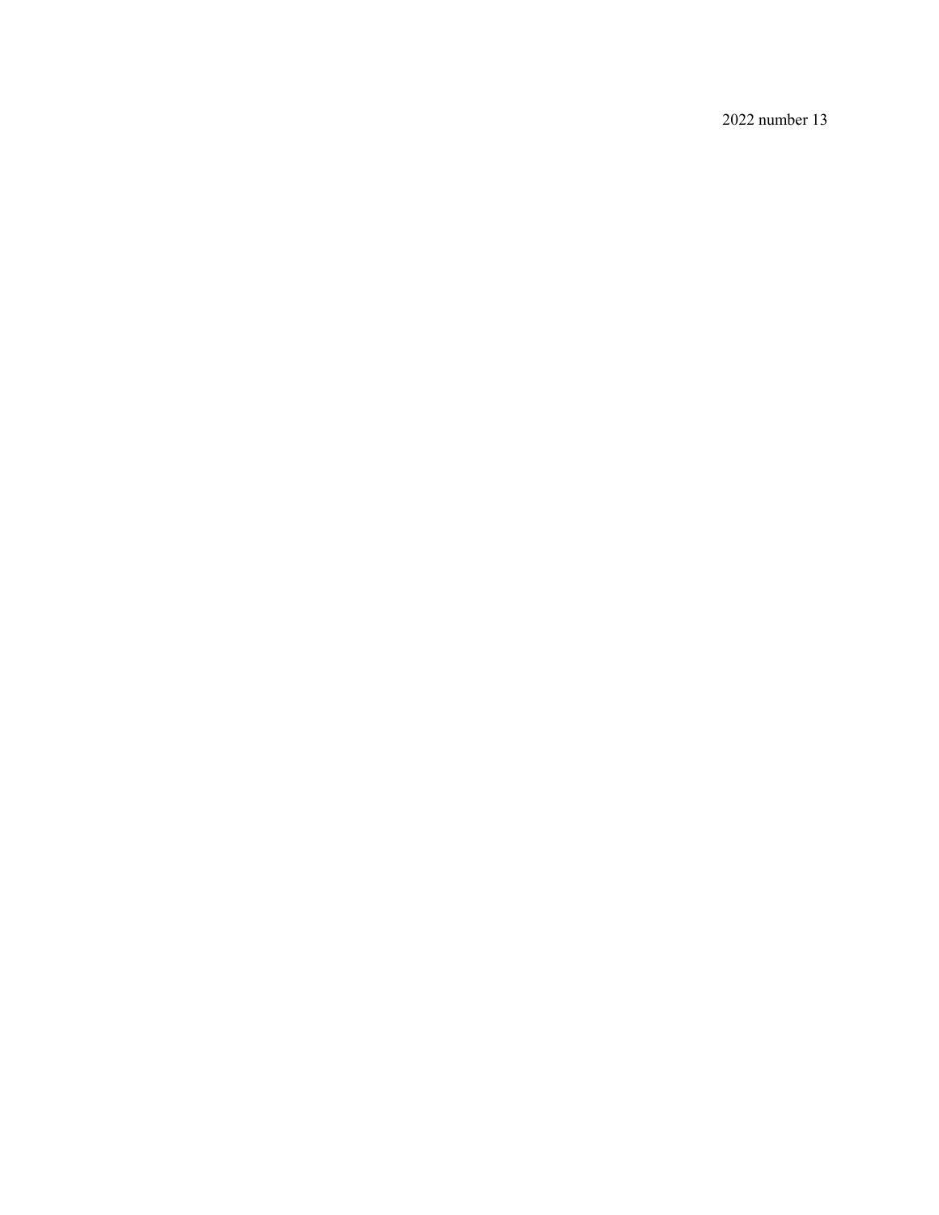2022 number 13